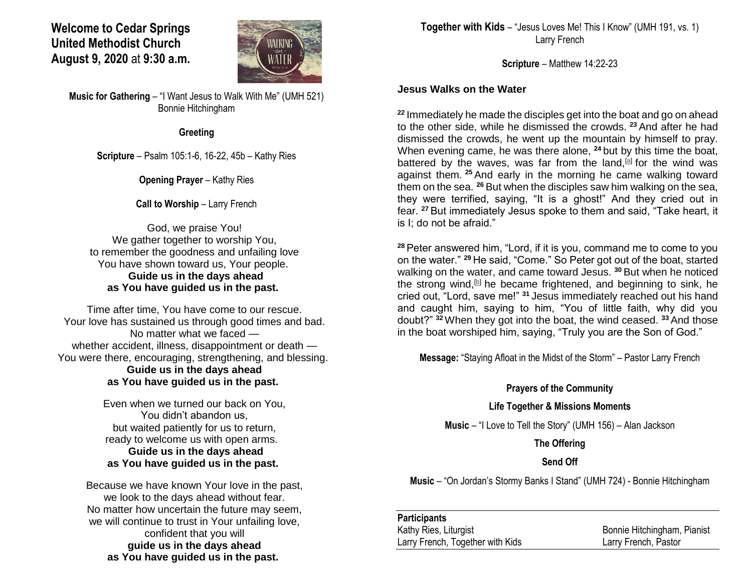# Welcome to Cedar Springs United Methodist Church
**August 9, 2020** at **9:30 a.m.**

**Music for Gathering** – "I Want Jesus to Walk With Me" (UMH 521)
Bonnie Hitchingham

**Greeting**

**Scripture** – Psalm 105:1-6, 16-22, 45b – Kathy Ries

**Opening Prayer** – Kathy Ries

**Call to Worship** – Larry French

God, we praise You!
We gather together to worship You,
to remember the goodness and unfailing love
You have shown toward us, Your people.
**Guide us in the days ahead**
**as You have guided us in the past.**

Time after time, You have come to our rescue.
Your love has sustained us through good times and bad.
No matter what we faced —
whether accident, illness, disappointment or death —
You were there, encouraging, strengthening, and blessing.
**Guide us in the days ahead**
**as You have guided us in the past.**

Even when we turned our back on You,
You didn't abandon us,
but waited patiently for us to return,
ready to welcome us with open arms.
**Guide us in the days ahead**
**as You have guided us in the past.**

Because we have known Your love in the past,
we look to the days ahead without fear.
No matter how uncertain the future may seem,
we will continue to trust in Your unfailing love,
confident that you will
**guide us in the days ahead**
**as You have guided us in the past.**

**Together with Kids** – "Jesus Loves Me! This I Know" (UMH 191, vs. 1)
Larry French

**Scripture** – Matthew 14:22-23

### Jesus Walks on the Water

[22] Immediately he made the disciples get into the boat and go on ahead to the other side, while he dismissed the crowds. [23] And after he had dismissed the crowds, he went up the mountain by himself to pray. When evening came, he was there alone, [24] but by this time the boat, battered by the waves, was far from the land,[a] for the wind was against them. [25] And early in the morning he came walking toward them on the sea. [26] But when the disciples saw him walking on the sea, they were terrified, saying, "It is a ghost!" And they cried out in fear. [27] But immediately Jesus spoke to them and said, "Take heart, it is I; do not be afraid."

[28] Peter answered him, "Lord, if it is you, command me to come to you on the water." [29] He said, "Come." So Peter got out of the boat, started walking on the water, and came toward Jesus. [30] But when he noticed the strong wind,[b] he became frightened, and beginning to sink, he cried out, "Lord, save me!" [31] Jesus immediately reached out his hand and caught him, saying to him, "You of little faith, why did you doubt?" [32] When they got into the boat, the wind ceased. [33] And those in the boat worshiped him, saying, "Truly you are the Son of God."

**Message:** "Staying Afloat in the Midst of the Storm" – Pastor Larry French

**Prayers of the Community**

**Life Together & Missions Moments**

**Music** – "I Love to Tell the Story" (UMH 156) – Alan Jackson

**The Offering**

**Send Off**

**Music** – "On Jordan's Stormy Banks I Stand" (UMH 724) - Bonnie Hitchingham

| **Participants** | |
|---|---|
| Kathy Ries, Liturgist | Bonnie Hitchingham, Pianist |
| Larry French, Together with Kids | Larry French, Pastor |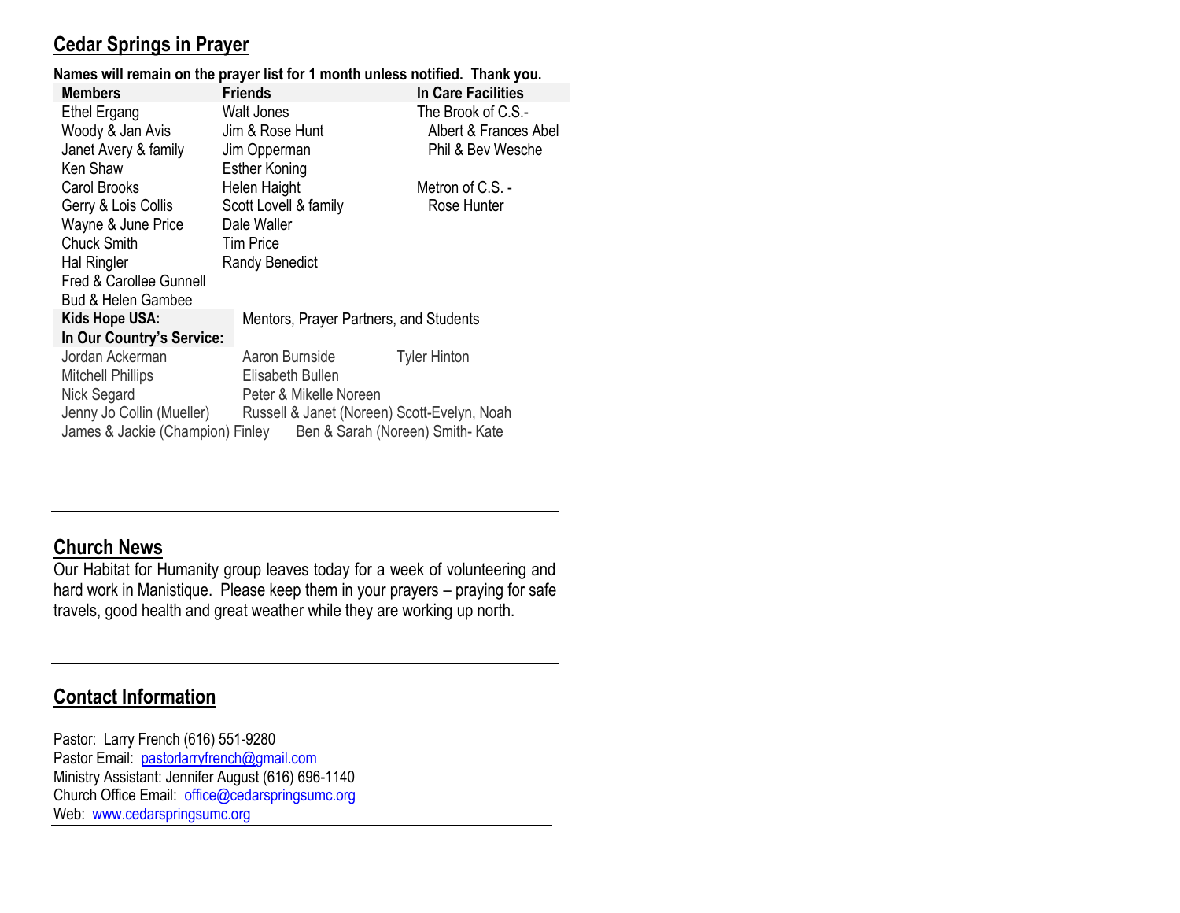## Cedar Springs in Prayer

**Names will remain on the prayer list for 1 month unless notified. Thank you.**

| Members | Friends | In Care Facilities |
|---|---|---|
| Ethel Ergang | Walt Jones | The Brook of C.S.- |
| Woody & Jan Avis | Jim & Rose Hunt | Albert & Frances Abel |
| Janet Avery & family | Jim Opperman | Phil & Bev Wesche |
| Ken Shaw | Esther Koning | |
| Carol Brooks | Helen Haight | Metron of C.S. - |
| Gerry & Lois Collis | Scott Lovell & family | Rose Hunter |
| Wayne & June Price | Dale Waller | |
| Chuck Smith | Tim Price | |
| Hal Ringler | Randy Benedict | |
| Fred & Carollee Gunnell | | |
| Bud & Helen Gambee | | |

**Kids Hope USA:** Mentors, Prayer Partners, and Students

**In Our Country's Service:**

Jordan Ackerman
Mitchell Phillips
Nick Segard
Jenny Jo Collin (Mueller)
James & Jackie (Champion) Finley
Aaron Burnside
Elisabeth Bullen
Peter & Mikelle Noreen
Russell & Janet (Noreen) Scott-Evelyn, Noah
Ben & Sarah (Noreen) Smith- Kate
Tyler Hinton

---

## Church News

Our Habitat for Humanity group leaves today for a week of volunteering and hard work in Manistique. Please keep them in your prayers – praying for safe travels, good health and great weather while they are working up north.

---

## Contact Information

Pastor: Larry French (616) 551-9280
Pastor Email: pastorlarryfrench@gmail.com
Ministry Assistant: Jennifer August (616) 696-1140
Church Office Email: office@cedarspringsumc.org
Web: www.cedarspringsumc.org